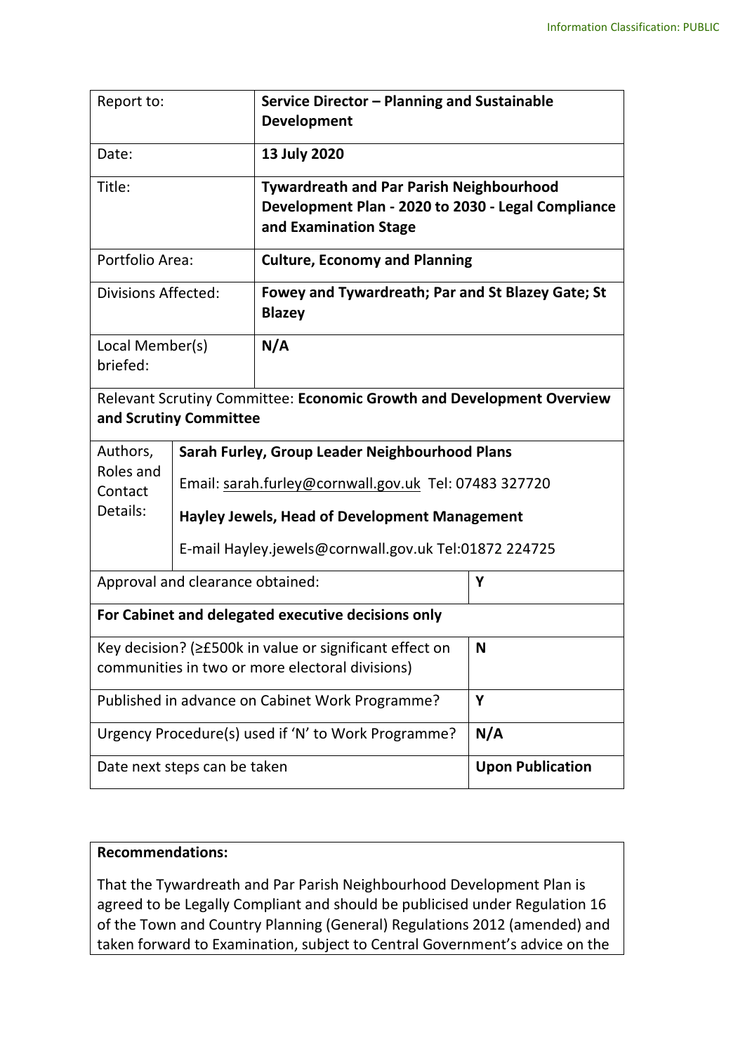Information Classification: PUBLIC

| Report to: | **Service Director – Planning and Sustainable Development** |
| --- | --- |
| Date: | **13 July 2020** |
| Title: | **Tywardreath and Par Parish Neighbourhood Development Plan - 2020 to 2030 - Legal Compliance and Examination Stage** |
| Portfolio Area: | **Culture, Economy and Planning** |
| Divisions Affected: | **Fowey and Tywardreath; Par and St Blazey Gate; St Blazey** |
| Local Member(s) briefed: | **N/A** |

Relevant Scrutiny Committee: **Economic Growth and Development Overview and Scrutiny Committee**

| Authors, Roles and Contact Details: | **Sarah Furley, Group Leader Neighbourhood Plans**<br>Email: sarah.furley@cornwall.gov.uk Tel: 07483 327720<br>**Hayley Jewels, Head of Development Management**<br>E-mail Hayley.jewels@cornwall.gov.uk Tel:01872 224725 |
| --- | --- |

| Approval and clearance obtained: | **Y** |
| --- | --- |
| **For Cabinet and delegated executive decisions only** | |
| Key decision? (≥£500k in value or significant effect on communities in two or more electoral divisions) | **N** |
| Published in advance on Cabinet Work Programme? | **Y** |
| Urgency Procedure(s) used if 'N' to Work Programme? | **N/A** |
| Date next steps can be taken | **Upon Publication** |

**Recommendations:**

That the Tywardreath and Par Parish Neighbourhood Development Plan is agreed to be Legally Compliant and should be publicised under Regulation 16 of the Town and Country Planning (General) Regulations 2012 (amended) and taken forward to Examination, subject to Central Government's advice on the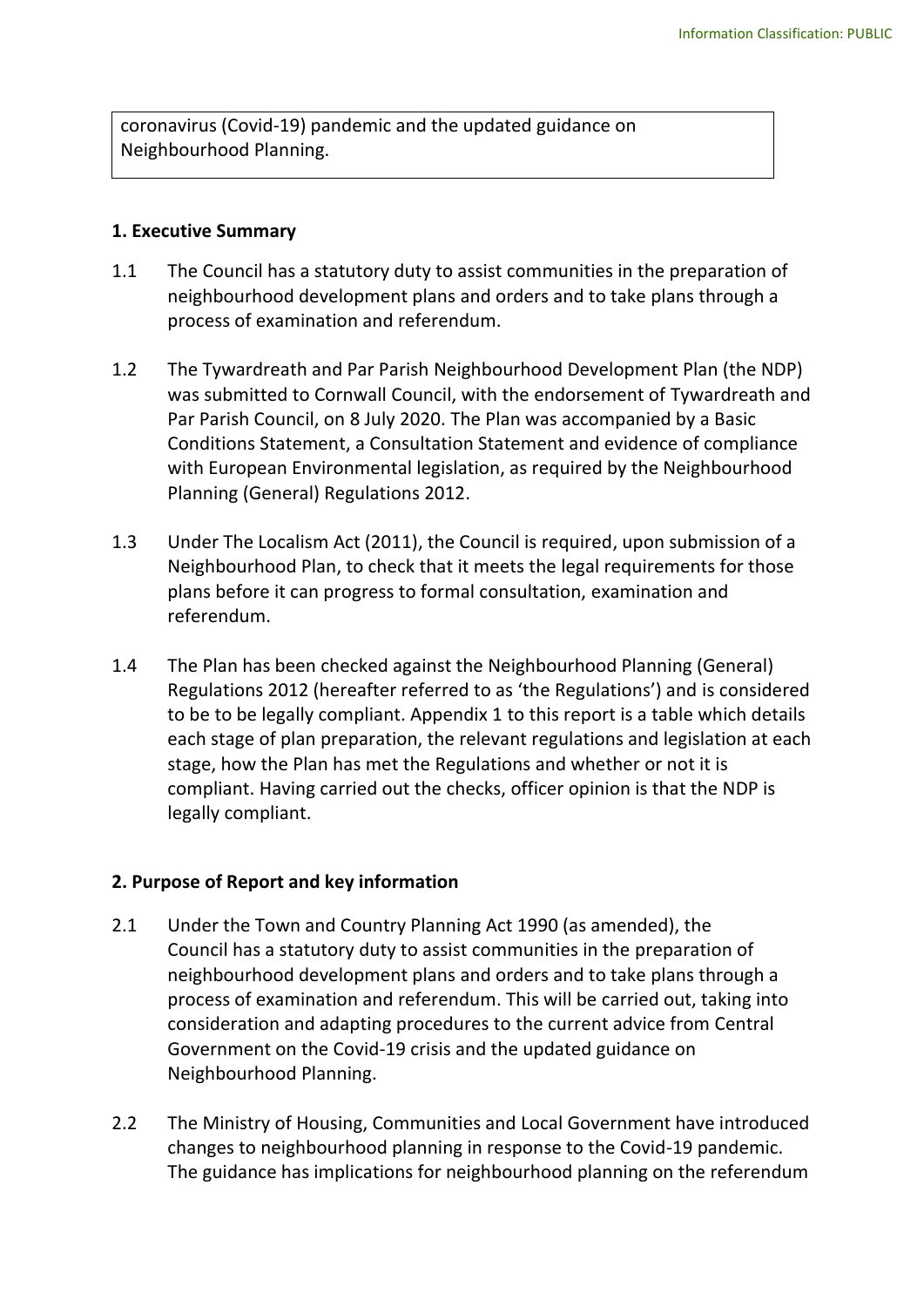coronavirus (Covid-19) pandemic and the updated guidance on Neighbourhood Planning.

**1. Executive Summary**

1.1 The Council has a statutory duty to assist communities in the preparation of neighbourhood development plans and orders and to take plans through a process of examination and referendum.

1.2 The Tywardreath and Par Parish Neighbourhood Development Plan (the NDP) was submitted to Cornwall Council, with the endorsement of Tywardreath and Par Parish Council, on 8 July 2020. The Plan was accompanied by a Basic Conditions Statement, a Consultation Statement and evidence of compliance with European Environmental legislation, as required by the Neighbourhood Planning (General) Regulations 2012.

1.3 Under The Localism Act (2011), the Council is required, upon submission of a Neighbourhood Plan, to check that it meets the legal requirements for those plans before it can progress to formal consultation, examination and referendum.

1.4 The Plan has been checked against the Neighbourhood Planning (General) Regulations 2012 (hereafter referred to as 'the Regulations') and is considered to be to be legally compliant. Appendix 1 to this report is a table which details each stage of plan preparation, the relevant regulations and legislation at each stage, how the Plan has met the Regulations and whether or not it is compliant. Having carried out the checks, officer opinion is that the NDP is legally compliant.

**2. Purpose of Report and key information**

2.1 Under the Town and Country Planning Act 1990 (as amended), the Council has a statutory duty to assist communities in the preparation of neighbourhood development plans and orders and to take plans through a process of examination and referendum. This will be carried out, taking into consideration and adapting procedures to the current advice from Central Government on the Covid-19 crisis and the updated guidance on Neighbourhood Planning.

2.2 The Ministry of Housing, Communities and Local Government have introduced changes to neighbourhood planning in response to the Covid-19 pandemic. The guidance has implications for neighbourhood planning on the referendum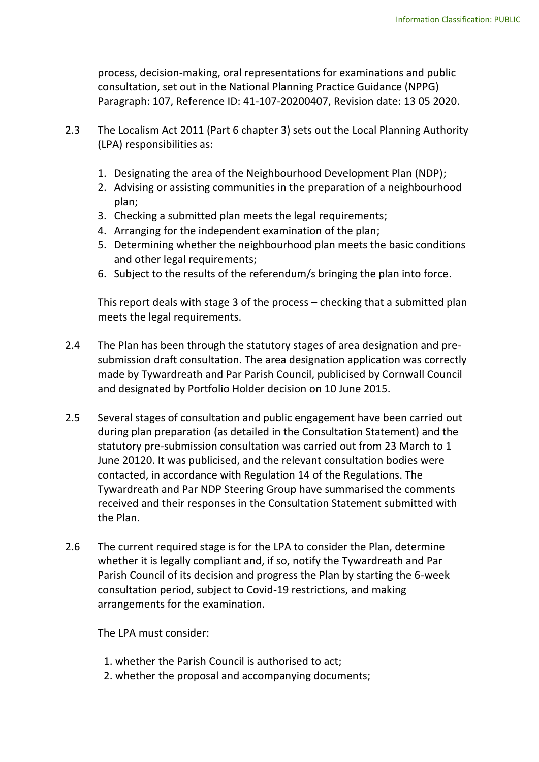process, decision-making, oral representations for examinations and public consultation, set out in the National Planning Practice Guidance (NPPG) Paragraph: 107, Reference ID: 41-107-20200407, Revision date: 13 05 2020.

2.3 The Localism Act 2011 (Part 6 chapter 3) sets out the Local Planning Authority (LPA) responsibilities as:

1. Designating the area of the Neighbourhood Development Plan (NDP);
2. Advising or assisting communities in the preparation of a neighbourhood plan;
3. Checking a submitted plan meets the legal requirements;
4. Arranging for the independent examination of the plan;
5. Determining whether the neighbourhood plan meets the basic conditions and other legal requirements;
6. Subject to the results of the referendum/s bringing the plan into force.

This report deals with stage 3 of the process – checking that a submitted plan meets the legal requirements.

2.4 The Plan has been through the statutory stages of area designation and pre-submission draft consultation. The area designation application was correctly made by Tywardreath and Par Parish Council, publicised by Cornwall Council and designated by Portfolio Holder decision on 10 June 2015.

2.5 Several stages of consultation and public engagement have been carried out during plan preparation (as detailed in the Consultation Statement) and the statutory pre-submission consultation was carried out from 23 March to 1 June 20120. It was publicised, and the relevant consultation bodies were contacted, in accordance with Regulation 14 of the Regulations. The Tywardreath and Par NDP Steering Group have summarised the comments received and their responses in the Consultation Statement submitted with the Plan.

2.6 The current required stage is for the LPA to consider the Plan, determine whether it is legally compliant and, if so, notify the Tywardreath and Par Parish Council of its decision and progress the Plan by starting the 6-week consultation period, subject to Covid-19 restrictions, and making arrangements for the examination.

The LPA must consider:

1. whether the Parish Council is authorised to act;
2. whether the proposal and accompanying documents;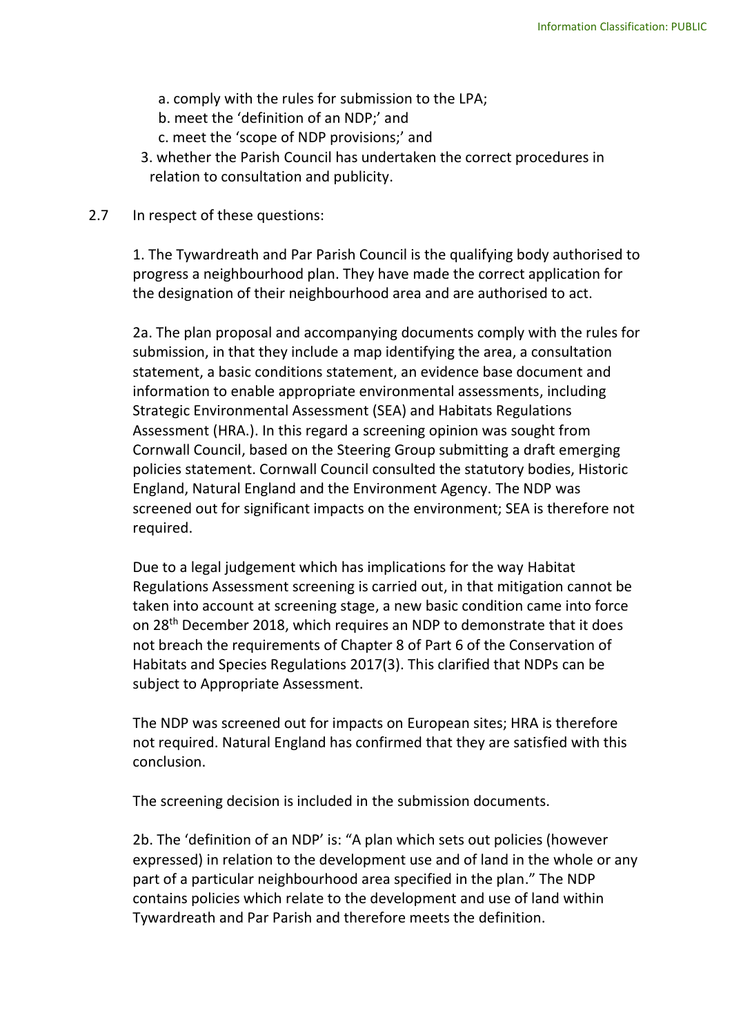a. comply with the rules for submission to the LPA;
   b. meet the 'definition of an NDP;' and
   c. meet the 'scope of NDP provisions;' and

3. whether the Parish Council has undertaken the correct procedures in relation to consultation and publicity.

2.7 In respect of these questions:

1. The Tywardreath and Par Parish Council is the qualifying body authorised to progress a neighbourhood plan. They have made the correct application for the designation of their neighbourhood area and are authorised to act.

2a. The plan proposal and accompanying documents comply with the rules for submission, in that they include a map identifying the area, a consultation statement, a basic conditions statement, an evidence base document and information to enable appropriate environmental assessments, including Strategic Environmental Assessment (SEA) and Habitats Regulations Assessment (HRA.). In this regard a screening opinion was sought from Cornwall Council, based on the Steering Group submitting a draft emerging policies statement. Cornwall Council consulted the statutory bodies, Historic England, Natural England and the Environment Agency. The NDP was screened out for significant impacts on the environment; SEA is therefore not required.

Due to a legal judgement which has implications for the way Habitat Regulations Assessment screening is carried out, in that mitigation cannot be taken into account at screening stage, a new basic condition came into force on 28th December 2018, which requires an NDP to demonstrate that it does not breach the requirements of Chapter 8 of Part 6 of the Conservation of Habitats and Species Regulations 2017(3). This clarified that NDPs can be subject to Appropriate Assessment.

The NDP was screened out for impacts on European sites; HRA is therefore not required. Natural England has confirmed that they are satisfied with this conclusion.

The screening decision is included in the submission documents.

2b. The 'definition of an NDP' is: "A plan which sets out policies (however expressed) in relation to the development use and of land in the whole or any part of a particular neighbourhood area specified in the plan." The NDP contains policies which relate to the development and use of land within Tywardreath and Par Parish and therefore meets the definition.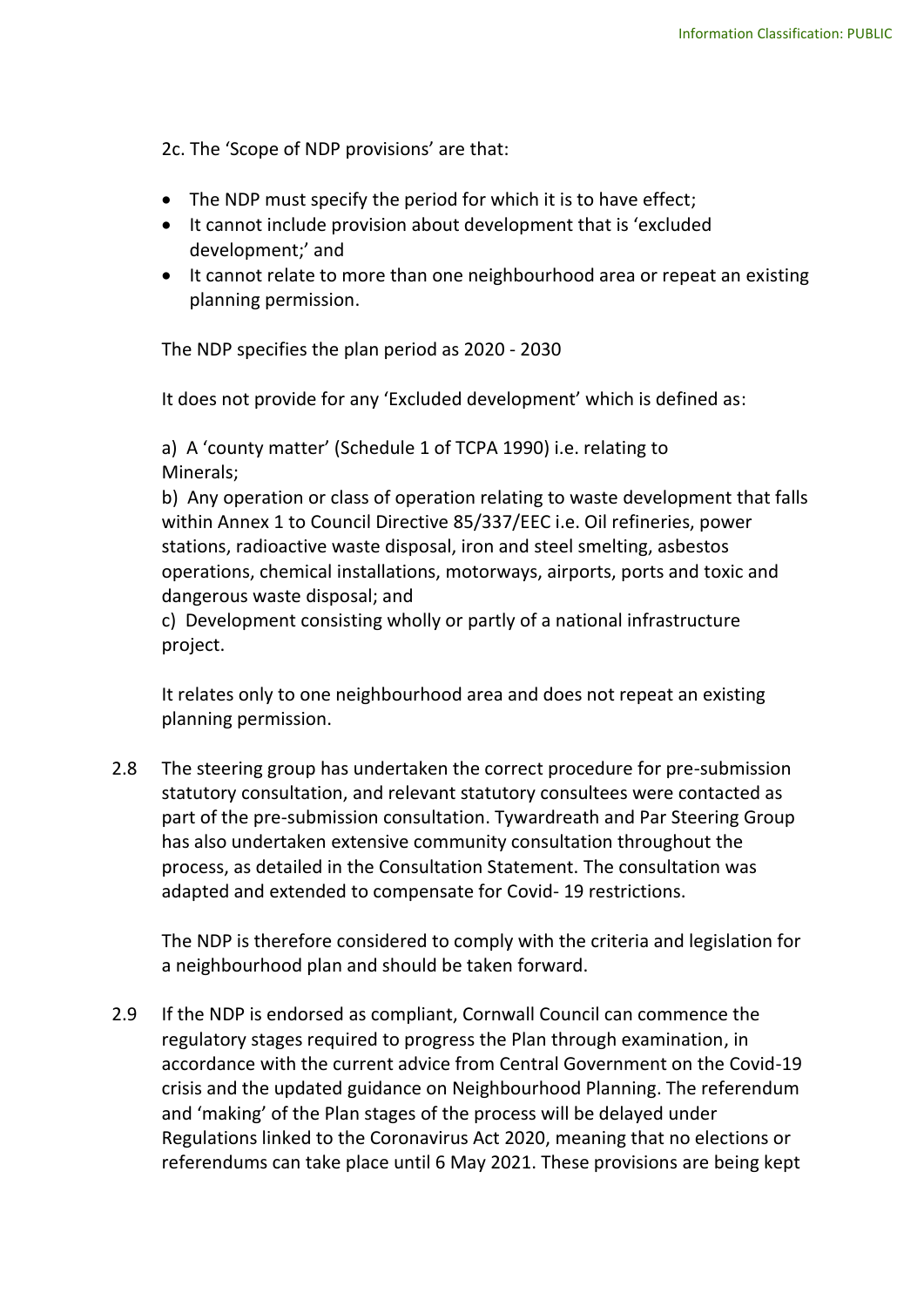2c. The 'Scope of NDP provisions' are that:

- The NDP must specify the period for which it is to have effect;
- It cannot include provision about development that is 'excluded development;' and
- It cannot relate to more than one neighbourhood area or repeat an existing planning permission.

The NDP specifies the plan period as 2020 - 2030

It does not provide for any 'Excluded development' which is defined as:

a) A 'county matter' (Schedule 1 of TCPA 1990) i.e. relating to Minerals;
b) Any operation or class of operation relating to waste development that falls within Annex 1 to Council Directive 85/337/EEC i.e. Oil refineries, power stations, radioactive waste disposal, iron and steel smelting, asbestos operations, chemical installations, motorways, airports, ports and toxic and dangerous waste disposal; and
c) Development consisting wholly or partly of a national infrastructure project.

It relates only to one neighbourhood area and does not repeat an existing planning permission.

2.8 The steering group has undertaken the correct procedure for pre-submission statutory consultation, and relevant statutory consultees were contacted as part of the pre-submission consultation. Tywardreath and Par Steering Group has also undertaken extensive community consultation throughout the process, as detailed in the Consultation Statement. The consultation was adapted and extended to compensate for Covid- 19 restrictions.

The NDP is therefore considered to comply with the criteria and legislation for a neighbourhood plan and should be taken forward.

2.9 If the NDP is endorsed as compliant, Cornwall Council can commence the regulatory stages required to progress the Plan through examination, in accordance with the current advice from Central Government on the Covid-19 crisis and the updated guidance on Neighbourhood Planning. The referendum and 'making' of the Plan stages of the process will be delayed under Regulations linked to the Coronavirus Act 2020, meaning that no elections or referendums can take place until 6 May 2021. These provisions are being kept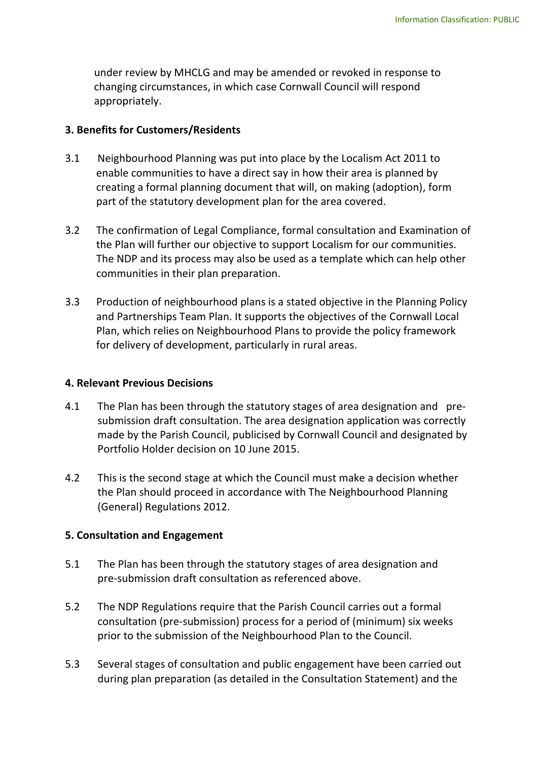under review by MHCLG and may be amended or revoked in response to changing circumstances, in which case Cornwall Council will respond appropriately.

**3. Benefits for Customers/Residents**

3.1 Neighbourhood Planning was put into place by the Localism Act 2011 to enable communities to have a direct say in how their area is planned by creating a formal planning document that will, on making (adoption), form part of the statutory development plan for the area covered.

3.2 The confirmation of Legal Compliance, formal consultation and Examination of the Plan will further our objective to support Localism for our communities. The NDP and its process may also be used as a template which can help other communities in their plan preparation.

3.3 Production of neighbourhood plans is a stated objective in the Planning Policy and Partnerships Team Plan. It supports the objectives of the Cornwall Local Plan, which relies on Neighbourhood Plans to provide the policy framework for delivery of development, particularly in rural areas.

**4. Relevant Previous Decisions**

4.1 The Plan has been through the statutory stages of area designation and pre-submission draft consultation. The area designation application was correctly made by the Parish Council, publicised by Cornwall Council and designated by Portfolio Holder decision on 10 June 2015.

4.2 This is the second stage at which the Council must make a decision whether the Plan should proceed in accordance with The Neighbourhood Planning (General) Regulations 2012.

**5. Consultation and Engagement**

5.1 The Plan has been through the statutory stages of area designation and pre-submission draft consultation as referenced above.

5.2 The NDP Regulations require that the Parish Council carries out a formal consultation (pre-submission) process for a period of (minimum) six weeks prior to the submission of the Neighbourhood Plan to the Council.

5.3 Several stages of consultation and public engagement have been carried out during plan preparation (as detailed in the Consultation Statement) and the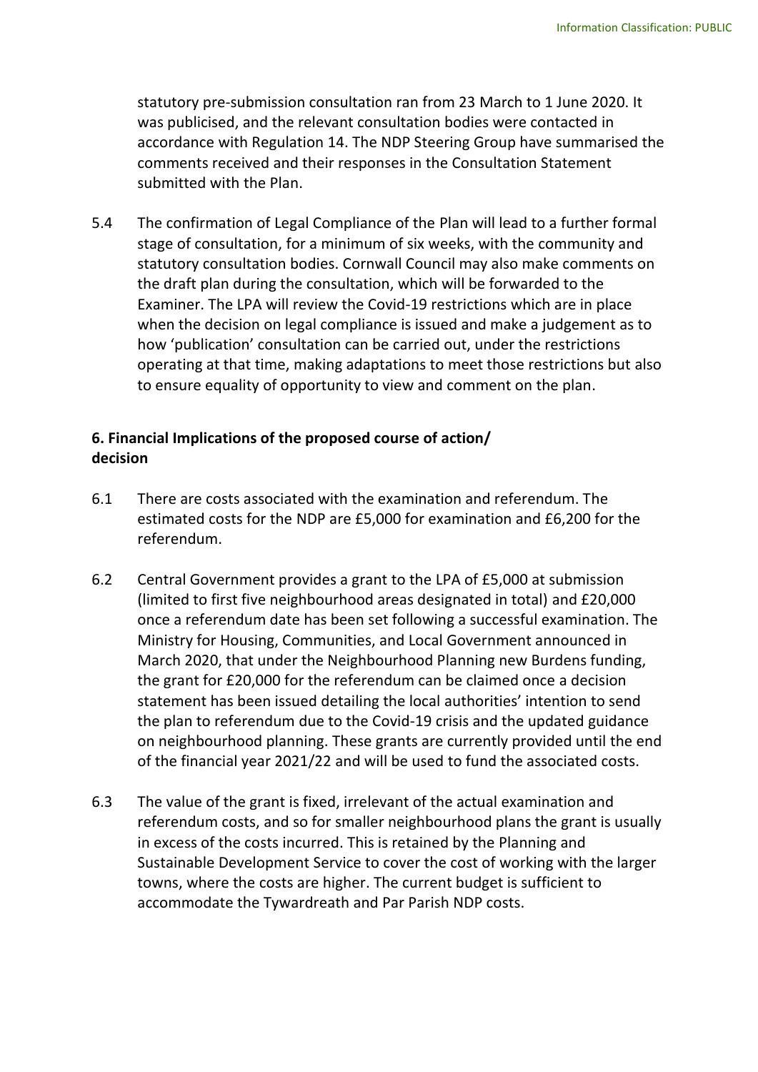statutory pre-submission consultation ran from 23 March to 1 June 2020. It was publicised, and the relevant consultation bodies were contacted in accordance with Regulation 14. The NDP Steering Group have summarised the comments received and their responses in the Consultation Statement submitted with the Plan.

5.4 The confirmation of Legal Compliance of the Plan will lead to a further formal stage of consultation, for a minimum of six weeks, with the community and statutory consultation bodies. Cornwall Council may also make comments on the draft plan during the consultation, which will be forwarded to the Examiner. The LPA will review the Covid-19 restrictions which are in place when the decision on legal compliance is issued and make a judgement as to how 'publication' consultation can be carried out, under the restrictions operating at that time, making adaptations to meet those restrictions but also to ensure equality of opportunity to view and comment on the plan.

## 6. Financial Implications of the proposed course of action/ decision

6.1 There are costs associated with the examination and referendum. The estimated costs for the NDP are £5,000 for examination and £6,200 for the referendum.

6.2 Central Government provides a grant to the LPA of £5,000 at submission (limited to first five neighbourhood areas designated in total) and £20,000 once a referendum date has been set following a successful examination. The Ministry for Housing, Communities, and Local Government announced in March 2020, that under the Neighbourhood Planning new Burdens funding, the grant for £20,000 for the referendum can be claimed once a decision statement has been issued detailing the local authorities' intention to send the plan to referendum due to the Covid-19 crisis and the updated guidance on neighbourhood planning. These grants are currently provided until the end of the financial year 2021/22 and will be used to fund the associated costs.

6.3 The value of the grant is fixed, irrelevant of the actual examination and referendum costs, and so for smaller neighbourhood plans the grant is usually in excess of the costs incurred. This is retained by the Planning and Sustainable Development Service to cover the cost of working with the larger towns, where the costs are higher. The current budget is sufficient to accommodate the Tywardreath and Par Parish NDP costs.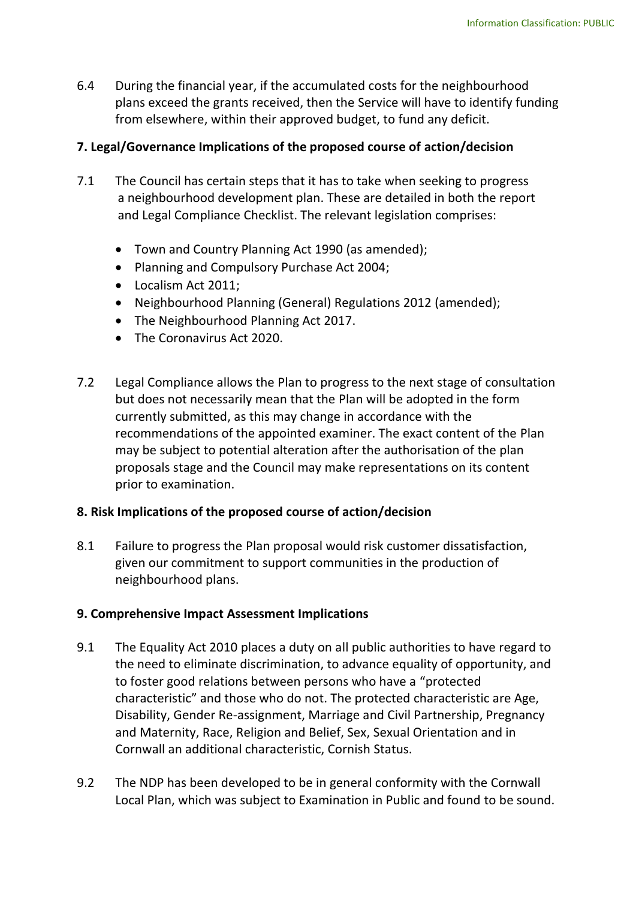6.4 During the financial year, if the accumulated costs for the neighbourhood plans exceed the grants received, then the Service will have to identify funding from elsewhere, within their approved budget, to fund any deficit.

**7. Legal/Governance Implications of the proposed course of action/decision**

7.1 The Council has certain steps that it has to take when seeking to progress a neighbourhood development plan. These are detailed in both the report and Legal Compliance Checklist. The relevant legislation comprises:

- Town and Country Planning Act 1990 (as amended);
- Planning and Compulsory Purchase Act 2004;
- Localism Act 2011;
- Neighbourhood Planning (General) Regulations 2012 (amended);
- The Neighbourhood Planning Act 2017.
- The Coronavirus Act 2020.

7.2 Legal Compliance allows the Plan to progress to the next stage of consultation but does not necessarily mean that the Plan will be adopted in the form currently submitted, as this may change in accordance with the recommendations of the appointed examiner. The exact content of the Plan may be subject to potential alteration after the authorisation of the plan proposals stage and the Council may make representations on its content prior to examination.

**8. Risk Implications of the proposed course of action/decision**

8.1 Failure to progress the Plan proposal would risk customer dissatisfaction, given our commitment to support communities in the production of neighbourhood plans.

**9. Comprehensive Impact Assessment Implications**

9.1 The Equality Act 2010 places a duty on all public authorities to have regard to the need to eliminate discrimination, to advance equality of opportunity, and to foster good relations between persons who have a "protected characteristic" and those who do not. The protected characteristic are Age, Disability, Gender Re-assignment, Marriage and Civil Partnership, Pregnancy and Maternity, Race, Religion and Belief, Sex, Sexual Orientation and in Cornwall an additional characteristic, Cornish Status.

9.2 The NDP has been developed to be in general conformity with the Cornwall Local Plan, which was subject to Examination in Public and found to be sound.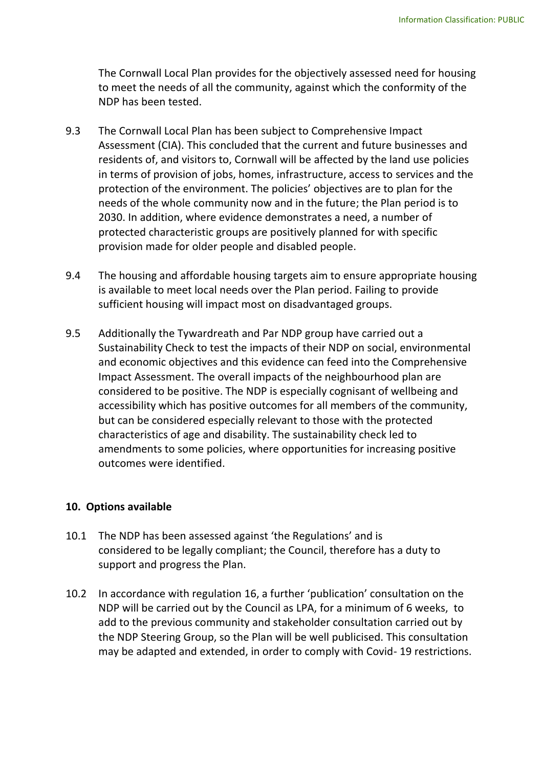The Cornwall Local Plan provides for the objectively assessed need for housing to meet the needs of all the community, against which the conformity of the NDP has been tested.

9.3 The Cornwall Local Plan has been subject to Comprehensive Impact Assessment (CIA). This concluded that the current and future businesses and residents of, and visitors to, Cornwall will be affected by the land use policies in terms of provision of jobs, homes, infrastructure, access to services and the protection of the environment. The policies' objectives are to plan for the needs of the whole community now and in the future; the Plan period is to 2030. In addition, where evidence demonstrates a need, a number of protected characteristic groups are positively planned for with specific provision made for older people and disabled people.

9.4 The housing and affordable housing targets aim to ensure appropriate housing is available to meet local needs over the Plan period. Failing to provide sufficient housing will impact most on disadvantaged groups.

9.5 Additionally the Tywardreath and Par NDP group have carried out a Sustainability Check to test the impacts of their NDP on social, environmental and economic objectives and this evidence can feed into the Comprehensive Impact Assessment. The overall impacts of the neighbourhood plan are considered to be positive. The NDP is especially cognisant of wellbeing and accessibility which has positive outcomes for all members of the community, but can be considered especially relevant to those with the protected characteristics of age and disability. The sustainability check led to amendments to some policies, where opportunities for increasing positive outcomes were identified.

## 10. Options available

10.1 The NDP has been assessed against 'the Regulations' and is considered to be legally compliant; the Council, therefore has a duty to support and progress the Plan.

10.2 In accordance with regulation 16, a further 'publication' consultation on the NDP will be carried out by the Council as LPA, for a minimum of 6 weeks, to add to the previous community and stakeholder consultation carried out by the NDP Steering Group, so the Plan will be well publicised. This consultation may be adapted and extended, in order to comply with Covid- 19 restrictions.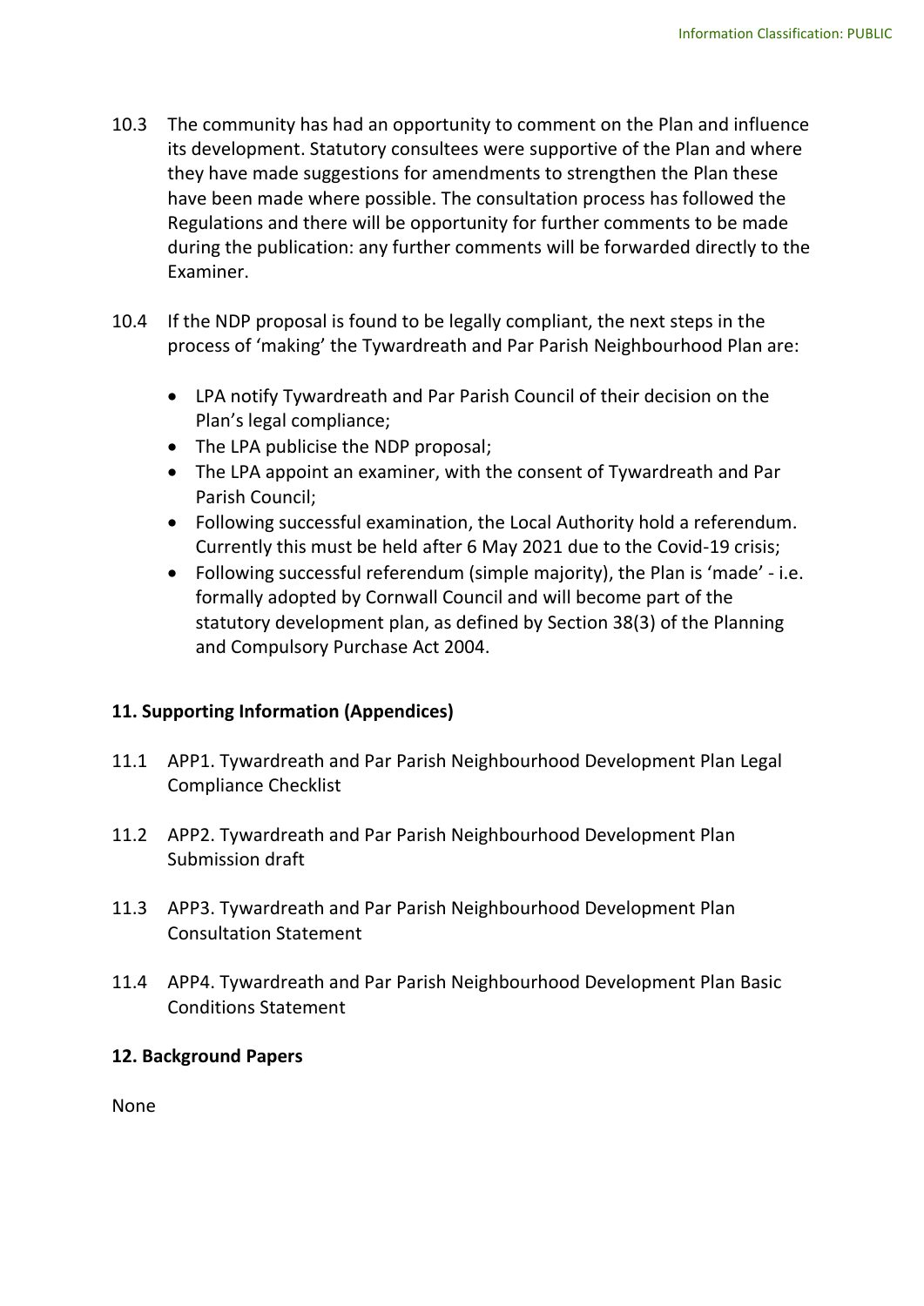10.3 The community has had an opportunity to comment on the Plan and influence its development. Statutory consultees were supportive of the Plan and where they have made suggestions for amendments to strengthen the Plan these have been made where possible. The consultation process has followed the Regulations and there will be opportunity for further comments to be made during the publication: any further comments will be forwarded directly to the Examiner.

10.4 If the NDP proposal is found to be legally compliant, the next steps in the process of 'making' the Tywardreath and Par Parish Neighbourhood Plan are:

- LPA notify Tywardreath and Par Parish Council of their decision on the Plan's legal compliance;
- The LPA publicise the NDP proposal;
- The LPA appoint an examiner, with the consent of Tywardreath and Par Parish Council;
- Following successful examination, the Local Authority hold a referendum. Currently this must be held after 6 May 2021 due to the Covid-19 crisis;
- Following successful referendum (simple majority), the Plan is 'made' - i.e. formally adopted by Cornwall Council and will become part of the statutory development plan, as defined by Section 38(3) of the Planning and Compulsory Purchase Act 2004.

## 11. Supporting Information (Appendices)

11.1 APP1. Tywardreath and Par Parish Neighbourhood Development Plan Legal Compliance Checklist

11.2 APP2. Tywardreath and Par Parish Neighbourhood Development Plan Submission draft

11.3 APP3. Tywardreath and Par Parish Neighbourhood Development Plan Consultation Statement

11.4 APP4. Tywardreath and Par Parish Neighbourhood Development Plan Basic Conditions Statement

## 12. Background Papers

None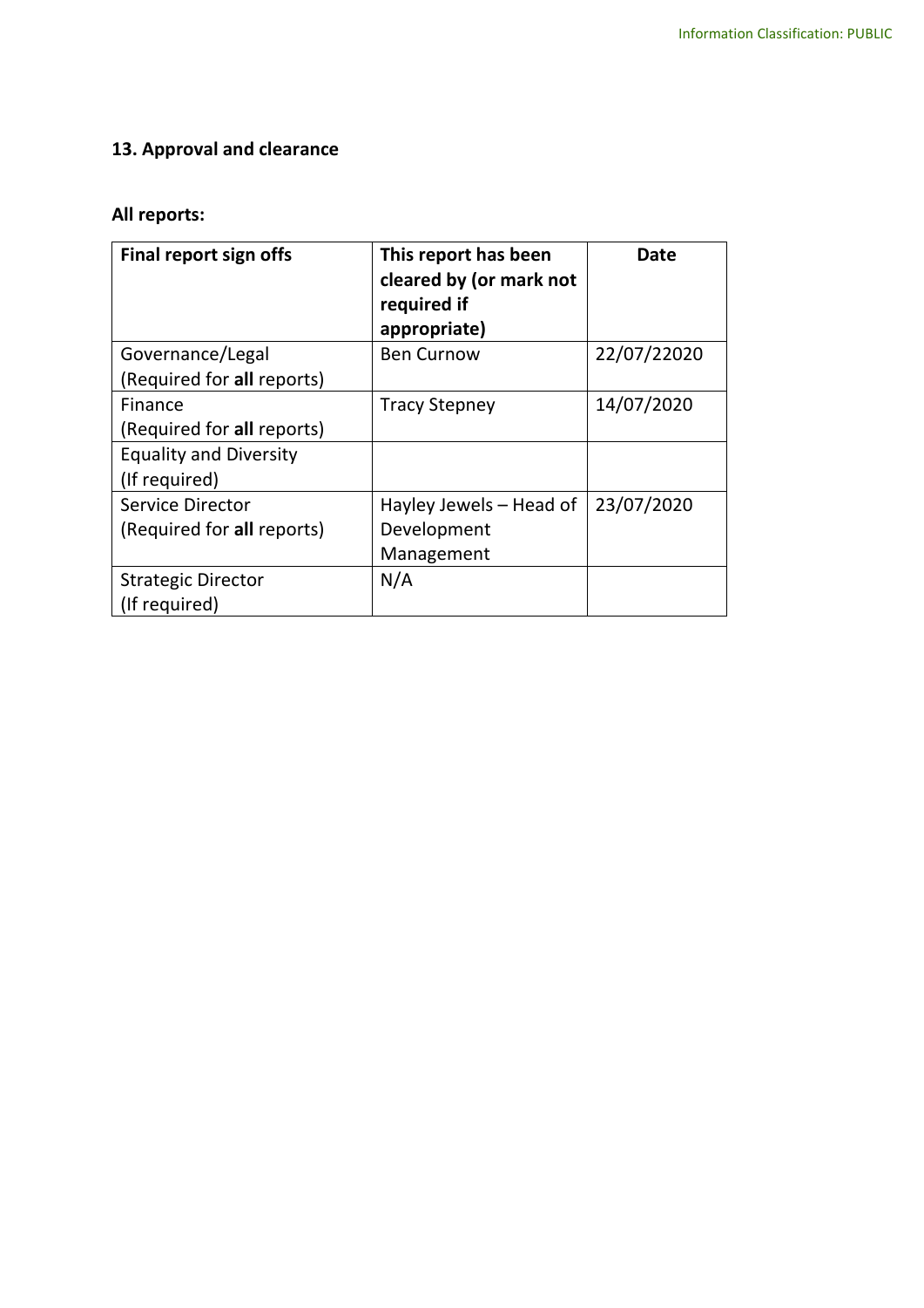## 13. Approval and clearance

### All reports:

| Final report sign offs | This report has been cleared by (or mark not required if appropriate) | Date |
|---|---|---|
| Governance/Legal (Required for **all** reports) | Ben Curnow | 22/07/22020 |
| Finance (Required for **all** reports) | Tracy Stepney | 14/07/2020 |
| Equality and Diversity (If required) | | |
| Service Director (Required for **all** reports) | Hayley Jewels – Head of Development Management | 23/07/2020 |
| Strategic Director (If required) | N/A | |